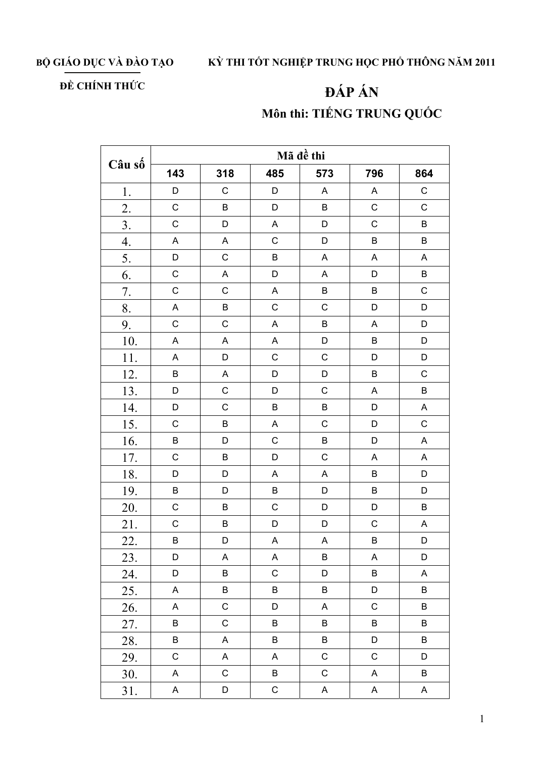**BỘ GIÁO DỤC VÀ ĐÀO TẠO**

**ĐỀ CHÍNH THỨC**

**KỲ THI TỐT NGHIỆP TRUNG HỌC PHỔ THÔNG NĂM 2011**

# ĐÁP ÁN

## Môn thi: TIẾNG TRUNG QUỐC

| Câu số | Mã đề thi | | | | | |
|---|---|---|---|---|---|---|
| | 143 | 318 | 485 | 573 | 796 | 864 |
| 1. | D | C | D | A | A | C |
| 2. | C | B | D | B | C | C |
| 3. | C | D | A | D | C | B |
| 4. | A | A | C | D | B | B |
| 5. | D | C | B | A | A | A |
| 6. | C | A | D | A | D | B |
| 7. | C | C | A | B | B | C |
| 8. | A | B | C | C | D | D |
| 9. | C | C | A | B | A | D |
| 10. | A | A | A | D | B | D |
| 11. | A | D | C | C | D | D |
| 12. | B | A | D | D | B | C |
| 13. | D | C | D | C | A | B |
| 14. | D | C | B | B | D | A |
| 15. | C | B | A | C | D | C |
| 16. | B | D | C | B | D | A |
| 17. | C | B | D | C | A | A |
| 18. | D | D | A | A | B | D |
| 19. | B | D | B | D | B | D |
| 20. | C | B | C | D | D | B |
| 21. | C | B | D | D | C | A |
| 22. | B | D | A | A | B | D |
| 23. | D | A | A | B | A | D |
| 24. | D | B | C | D | B | A |
| 25. | A | B | B | B | D | B |
| 26. | A | C | D | A | C | B |
| 27. | B | C | B | B | B | B |
| 28. | B | A | B | B | D | B |
| 29. | C | A | A | C | C | D |
| 30. | A | C | B | C | A | B |
| 31. | A | D | C | A | A | A |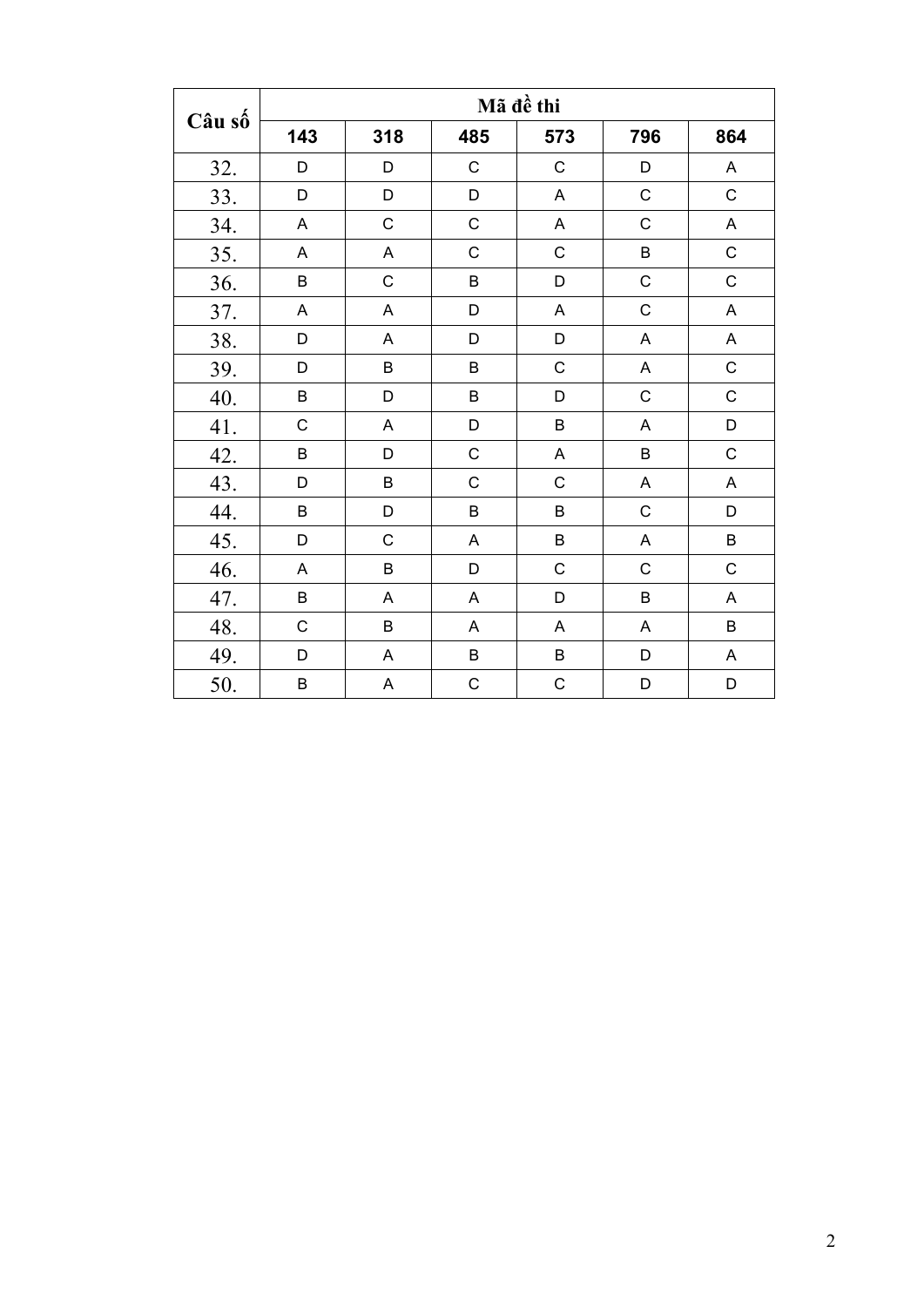| Câu số | Mã đề thi | | | | | |
|---|---|---|---|---|---|---|
| | 143 | 318 | 485 | 573 | 796 | 864 |
| 32. | D | D | C | C | D | A |
| 33. | D | D | D | A | C | C |
| 34. | A | C | C | A | C | A |
| 35. | A | A | C | C | B | C |
| 36. | B | C | B | D | C | C |
| 37. | A | A | D | A | C | A |
| 38. | D | A | D | D | A | A |
| 39. | D | B | B | C | A | C |
| 40. | B | D | B | D | C | C |
| 41. | C | A | D | B | A | D |
| 42. | B | D | C | A | B | C |
| 43. | D | B | C | C | A | A |
| 44. | B | D | B | B | C | D |
| 45. | D | C | A | B | A | B |
| 46. | A | B | D | C | C | C |
| 47. | B | A | A | D | B | A |
| 48. | C | B | A | A | A | B |
| 49. | D | A | B | B | D | A |
| 50. | B | A | C | C | D | D |